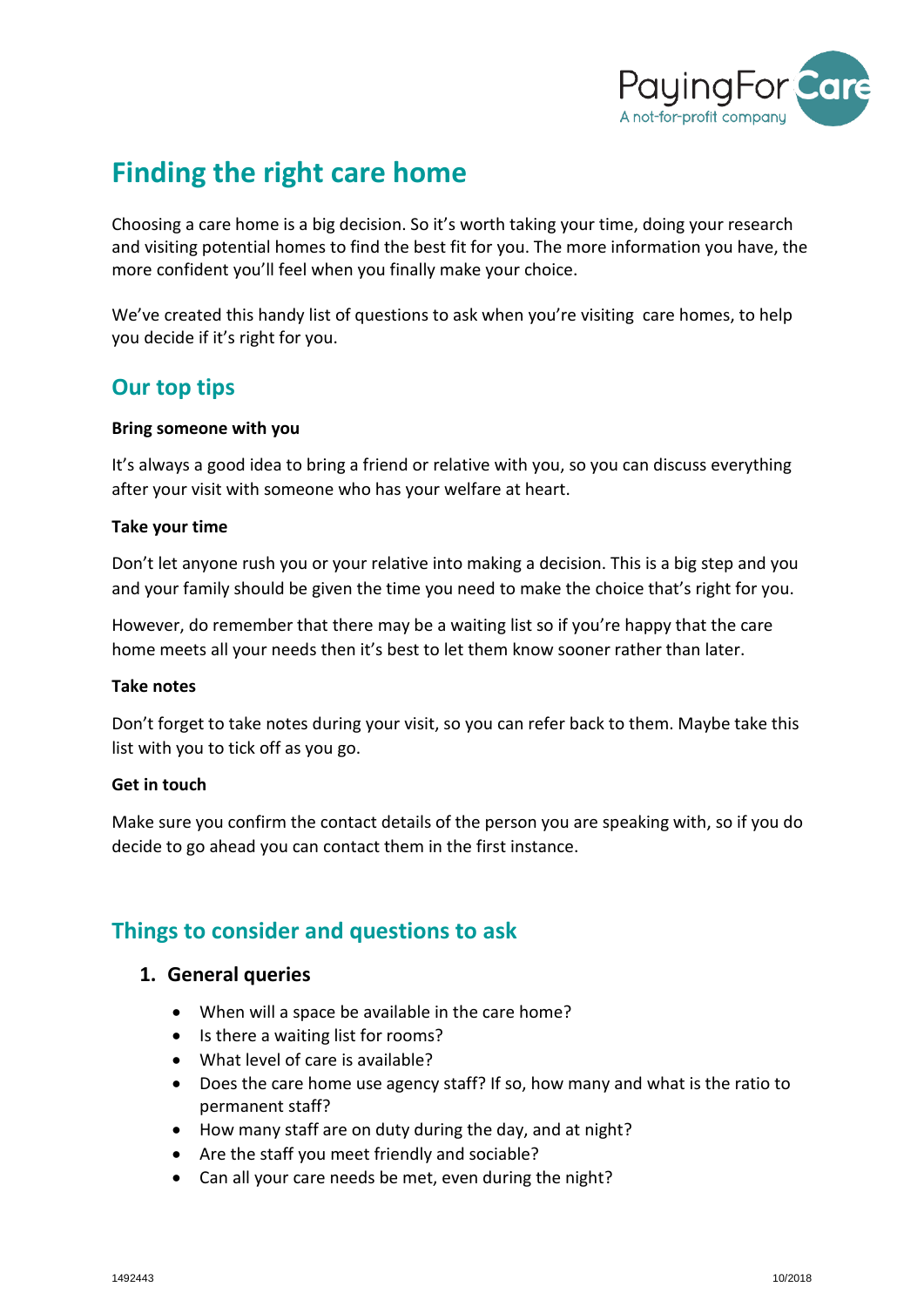# Finding the right care home

Choosing a care home is a big decision. So it's worth taking your time, doing your research and visiting potential homes to find the best fit for you. The more information you have, the more confident you'll feel when you finally make your choice.

We've created this handy list of questions to ask when you're visiting care homes, to help you decide if it's right for you.

## Our top tips

**Bring someone with you**

It's always a good idea to bring a friend or relative with you, so you can discuss everything after your visit with someone who has your welfare at heart.

**Take your time**

Don't let anyone rush you or your relative into making a decision. This is a big step and you and your family should be given the time you need to make the choice that's right for you.

However, do remember that there may be a waiting list so if you're happy that the care home meets all your needs then it's best to let them know sooner rather than later.

**Take notes**

Don't forget to take notes during your visit, so you can refer back to them. Maybe take this list with you to tick off as you go.

**Get in touch**

Make sure you confirm the contact details of the person you are speaking with, so if you do decide to go ahead you can contact them in the first instance.

## Things to consider and questions to ask

### 1. General queries

- When will a space be available in the care home?
- Is there a waiting list for rooms?
- What level of care is available?
- Does the care home use agency staff? If so, how many and what is the ratio to permanent staff?
- How many staff are on duty during the day, and at night?
- Are the staff you meet friendly and sociable?
- Can all your care needs be met, even during the night?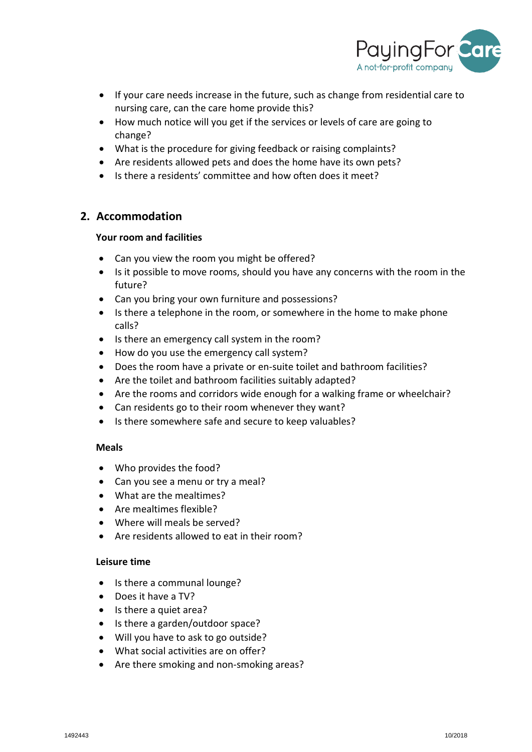- If your care needs increase in the future, such as change from residential care to nursing care, can the care home provide this?
- How much notice will you get if the services or levels of care are going to change?
- What is the procedure for giving feedback or raising complaints?
- Are residents allowed pets and does the home have its own pets?
- Is there a residents' committee and how often does it meet?

## 2. Accommodation

**Your room and facilities**

- Can you view the room you might be offered?
- Is it possible to move rooms, should you have any concerns with the room in the future?
- Can you bring your own furniture and possessions?
- Is there a telephone in the room, or somewhere in the home to make phone calls?
- Is there an emergency call system in the room?
- How do you use the emergency call system?
- Does the room have a private or en-suite toilet and bathroom facilities?
- Are the toilet and bathroom facilities suitably adapted?
- Are the rooms and corridors wide enough for a walking frame or wheelchair?
- Can residents go to their room whenever they want?
- Is there somewhere safe and secure to keep valuables?

**Meals**

- Who provides the food?
- Can you see a menu or try a meal?
- What are the mealtimes?
- Are mealtimes flexible?
- Where will meals be served?
- Are residents allowed to eat in their room?

**Leisure time**

- Is there a communal lounge?
- Does it have a TV?
- Is there a quiet area?
- Is there a garden/outdoor space?
- Will you have to ask to go outside?
- What social activities are on offer?
- Are there smoking and non-smoking areas?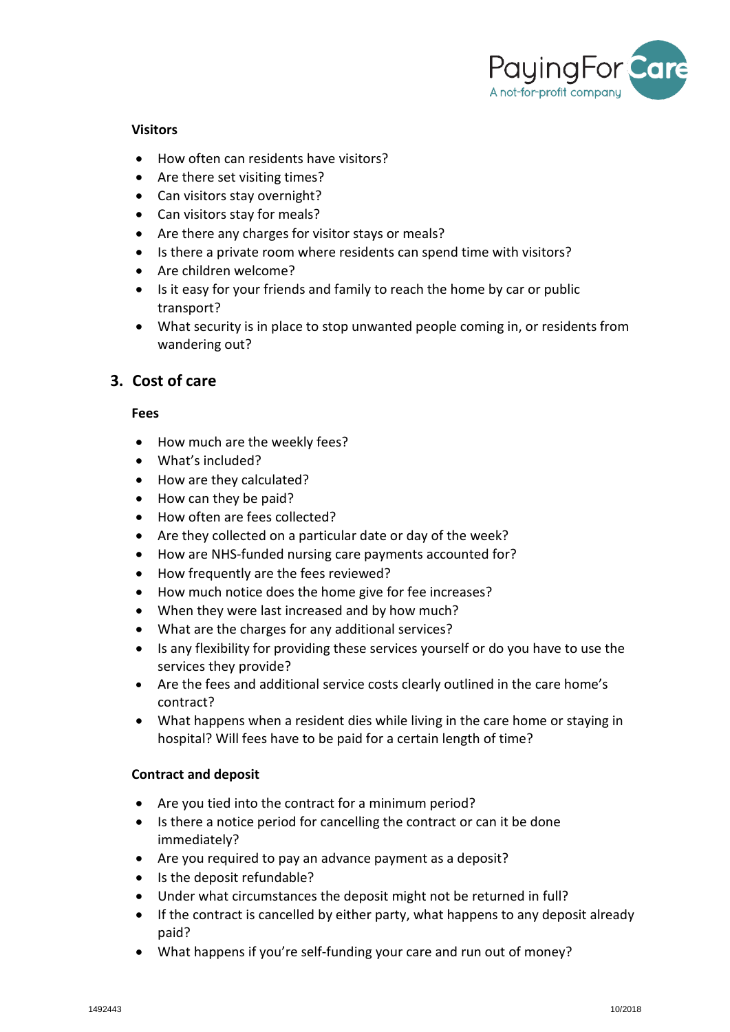### Visitors

- How often can residents have visitors?
- Are there set visiting times?
- Can visitors stay overnight?
- Can visitors stay for meals?
- Are there any charges for visitor stays or meals?
- Is there a private room where residents can spend time with visitors?
- Are children welcome?
- Is it easy for your friends and family to reach the home by car or public transport?
- What security is in place to stop unwanted people coming in, or residents from wandering out?

## 3. Cost of care

### Fees

- How much are the weekly fees?
- What's included?
- How are they calculated?
- How can they be paid?
- How often are fees collected?
- Are they collected on a particular date or day of the week?
- How are NHS-funded nursing care payments accounted for?
- How frequently are the fees reviewed?
- How much notice does the home give for fee increases?
- When they were last increased and by how much?
- What are the charges for any additional services?
- Is any flexibility for providing these services yourself or do you have to use the services they provide?
- Are the fees and additional service costs clearly outlined in the care home's contract?
- What happens when a resident dies while living in the care home or staying in hospital? Will fees have to be paid for a certain length of time?

### Contract and deposit

- Are you tied into the contract for a minimum period?
- Is there a notice period for cancelling the contract or can it be done immediately?
- Are you required to pay an advance payment as a deposit?
- Is the deposit refundable?
- Under what circumstances the deposit might not be returned in full?
- If the contract is cancelled by either party, what happens to any deposit already paid?
- What happens if you're self-funding your care and run out of money?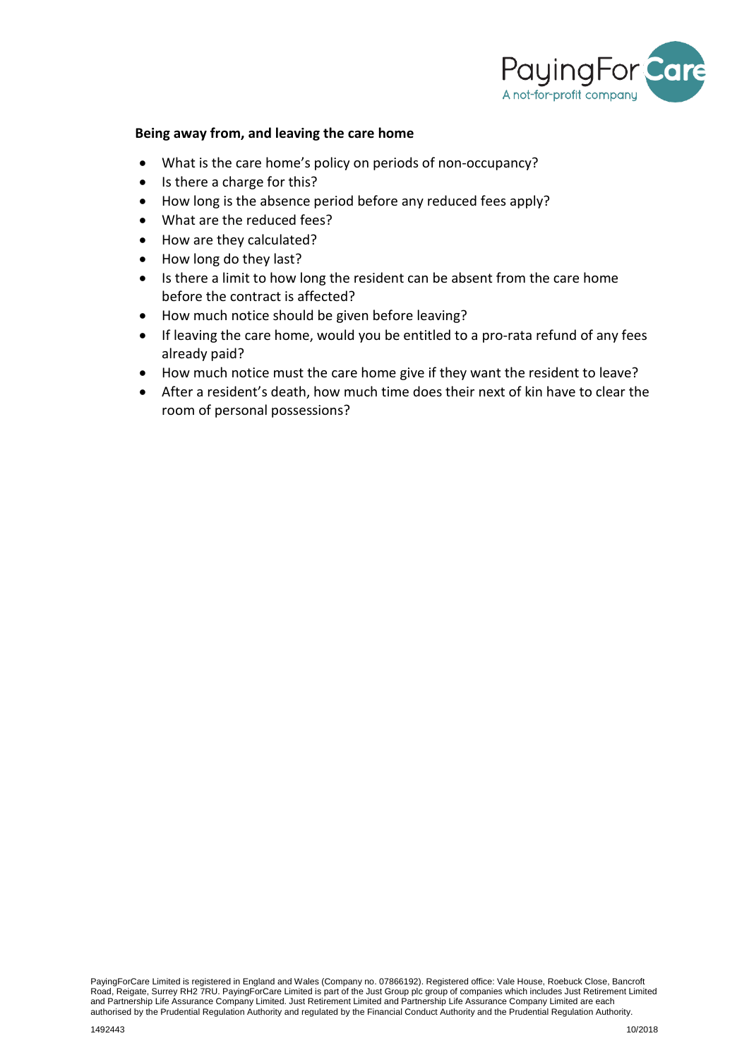**Being away from, and leaving the care home**

- What is the care home's policy on periods of non-occupancy?
- Is there a charge for this?
- How long is the absence period before any reduced fees apply?
- What are the reduced fees?
- How are they calculated?
- How long do they last?
- Is there a limit to how long the resident can be absent from the care home before the contract is affected?
- How much notice should be given before leaving?
- If leaving the care home, would you be entitled to a pro-rata refund of any fees already paid?
- How much notice must the care home give if they want the resident to leave?
- After a resident's death, how much time does their next of kin have to clear the room of personal possessions?

PayingForCare Limited is registered in England and Wales (Company no. 07866192). Registered office: Vale House, Roebuck Close, Bancroft Road, Reigate, Surrey RH2 7RU. PayingForCare Limited is part of the Just Group plc group of companies which includes Just Retirement Limited and Partnership Life Assurance Company Limited. Just Retirement Limited and Partnership Life Assurance Company Limited are each authorised by the Prudential Regulation Authority and regulated by the Financial Conduct Authority and the Prudential Regulation Authority.

1492443 10/2018